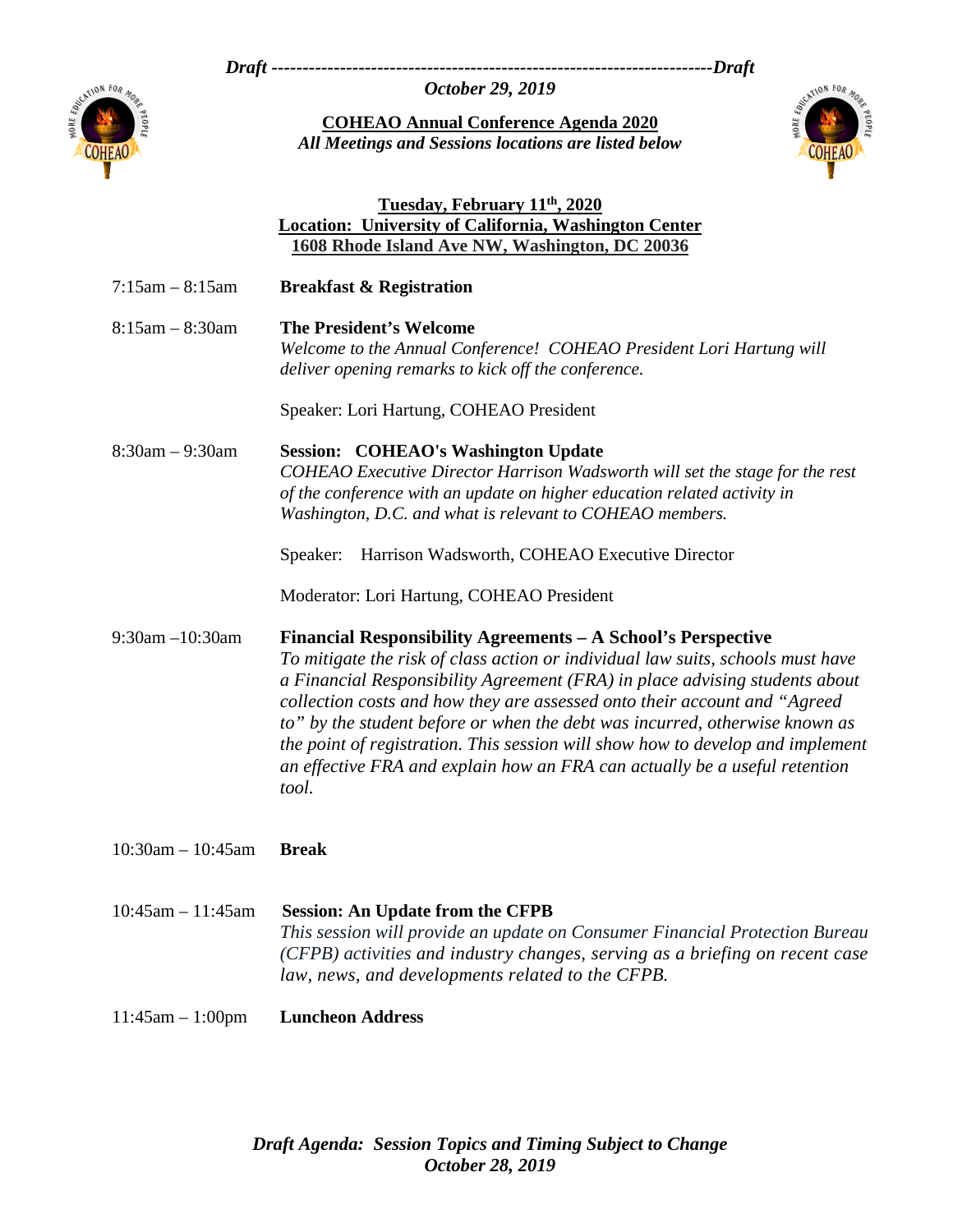*Draft ----------------------------------------------------------------------Draft*

*October 29, 2019*

# COHEAO Annual Conference Agenda 2020

***All Meetings and Sessions locations are listed below***

## Tuesday, February 11th, 2020

**Location: University of California, Washington Center**
**1608 Rhode Island Ave NW, Washington, DC 20036**

7:15am – 8:15am **Breakfast & Registration**

8:15am – 8:30am **The President's Welcome**

*Welcome to the Annual Conference! COHEAO President Lori Hartung will deliver opening remarks to kick off the conference.*

Speaker: Lori Hartung, COHEAO President

8:30am – 9:30am **Session: COHEAO's Washington Update**

*COHEAO Executive Director Harrison Wadsworth will set the stage for the rest of the conference with an update on higher education related activity in Washington, D.C. and what is relevant to COHEAO members.*

Speaker: Harrison Wadsworth, COHEAO Executive Director

Moderator: Lori Hartung, COHEAO President

9:30am –10:30am **Financial Responsibility Agreements – A School's Perspective**

*To mitigate the risk of class action or individual law suits, schools must have a Financial Responsibility Agreement (FRA) in place advising students about collection costs and how they are assessed onto their account and "Agreed to" by the student before or when the debt was incurred, otherwise known as the point of registration. This session will show how to develop and implement an effective FRA and explain how an FRA can actually be a useful retention tool.*

10:30am – 10:45am **Break**

10:45am – 11:45am **Session: An Update from the CFPB**

*This session will provide an update on Consumer Financial Protection Bureau (CFPB) activities and industry changes, serving as a briefing on recent case law, news, and developments related to the CFPB.*

11:45am – 1:00pm **Luncheon Address**

***Draft Agenda: Session Topics and Timing Subject to Change***
***October 28, 2019***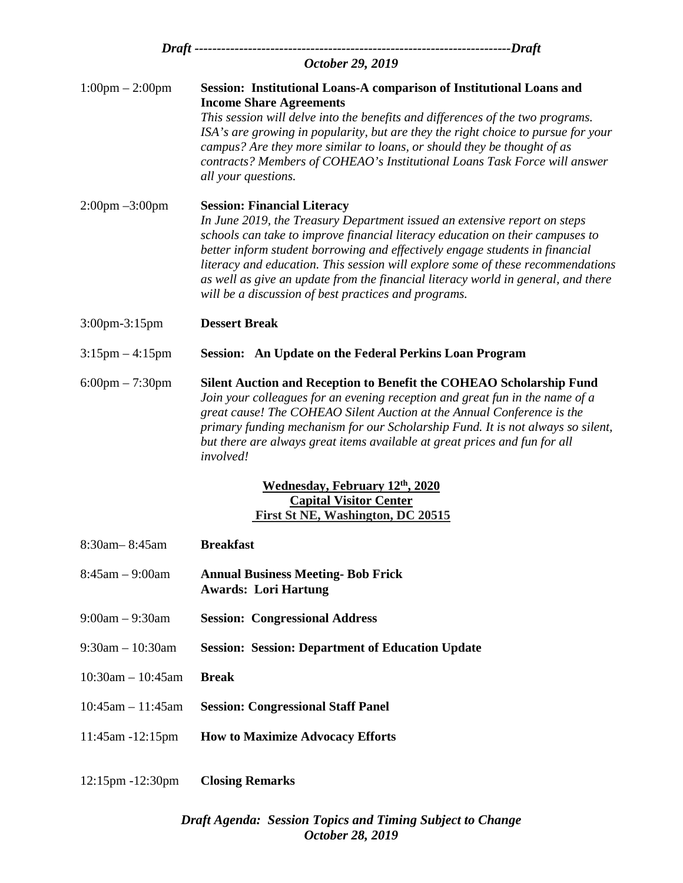*Draft ----------------------------------------------------------------------Draft*
*October 29, 2019*

1:00pm – 2:00pm **Session: Institutional Loans-A comparison of Institutional Loans and Income Share Agreements**
*This session will delve into the benefits and differences of the two programs. ISA's are growing in popularity, but are they the right choice to pursue for your campus? Are they more similar to loans, or should they be thought of as contracts? Members of COHEAO's Institutional Loans Task Force will answer all your questions.*

2:00pm –3:00pm **Session: Financial Literacy**
*In June 2019, the Treasury Department issued an extensive report on steps schools can take to improve financial literacy education on their campuses to better inform student borrowing and effectively engage students in financial literacy and education. This session will explore some of these recommendations as well as give an update from the financial literacy world in general, and there will be a discussion of best practices and programs.*

3:00pm-3:15pm **Dessert Break**

3:15pm – 4:15pm **Session: An Update on the Federal Perkins Loan Program**

6:00pm – 7:30pm **Silent Auction and Reception to Benefit the COHEAO Scholarship Fund**
*Join your colleagues for an evening reception and great fun in the name of a great cause! The COHEAO Silent Auction at the Annual Conference is the primary funding mechanism for our Scholarship Fund. It is not always so silent, but there are always great items available at great prices and fun for all involved!*

**Wednesday, February 12th, 2020**
**Capital Visitor Center**
**First St NE, Washington, DC 20515**

8:30am– 8:45am **Breakfast**

8:45am – 9:00am **Annual Business Meeting- Bob Frick**
**Awards: Lori Hartung**

9:00am – 9:30am **Session: Congressional Address**

9:30am – 10:30am **Session: Session: Department of Education Update**

10:30am – 10:45am **Break**

10:45am – 11:45am **Session: Congressional Staff Panel**

11:45am -12:15pm **How to Maximize Advocacy Efforts**

12:15pm -12:30pm **Closing Remarks**

***Draft Agenda: Session Topics and Timing Subject to Change***
***October 28, 2019***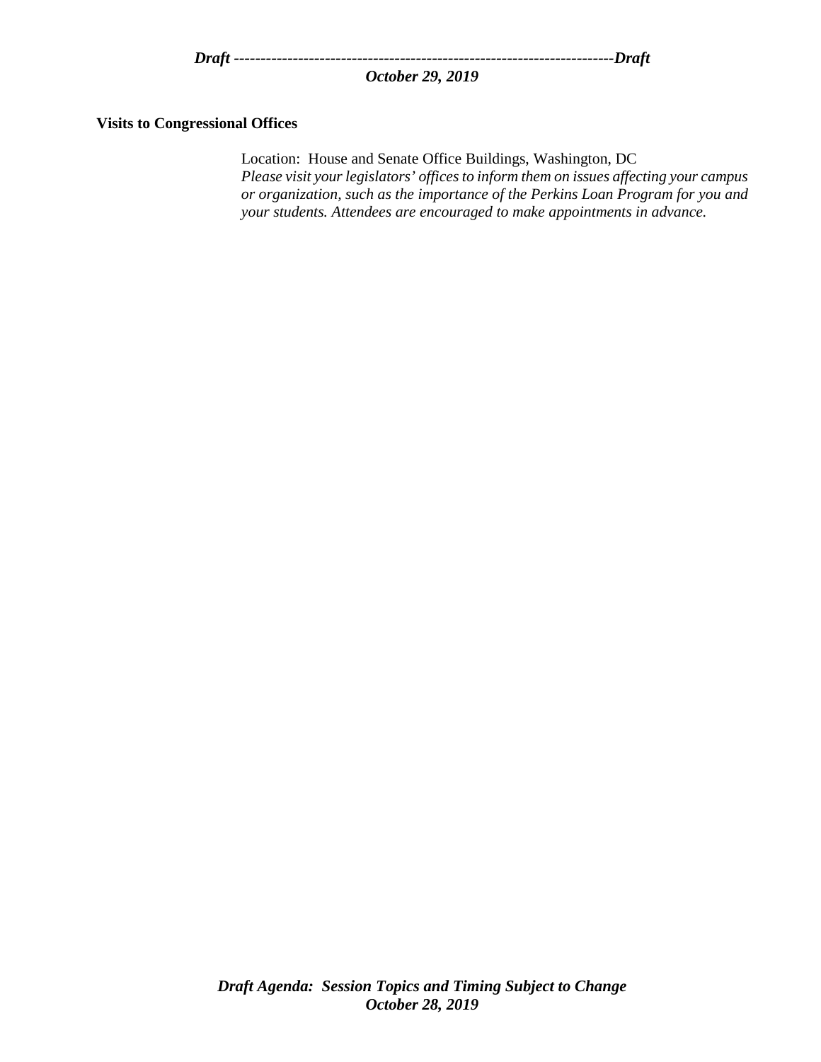**Visits to Congressional Offices**

Location: House and Senate Office Buildings, Washington, DC

*Please visit your legislators' offices to inform them on issues affecting your campus or organization, such as the importance of the Perkins Loan Program for you and your students. Attendees are encouraged to make appointments in advance.*